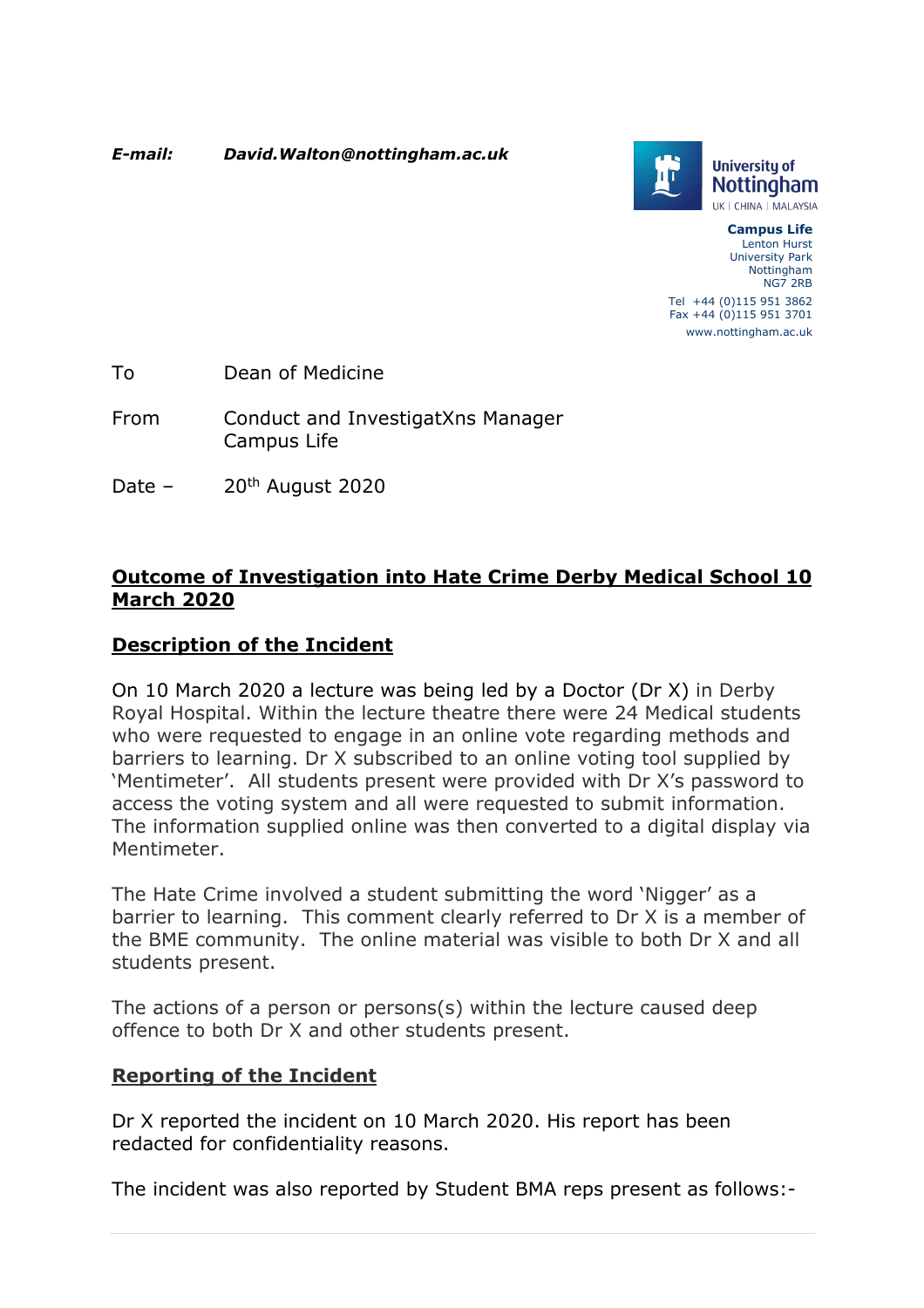***E-mail:*** ***David.Walton@nottingham.ac.uk***

University of Nottingham
UK | CHINA | MALAYSIA

**Campus Life**
Lenton Hurst
University Park
Nottingham
NG7 2RB

Tel +44 (0)115 951 3862
Fax +44 (0)115 951 3701
www.nottingham.ac.uk

To Dean of Medicine

From Conduct and InvestigatXns Manager
Campus Life

Date – 20th August 2020

## Outcome of Investigation into Hate Crime Derby Medical School 10 March 2020

## Description of the Incident

On 10 March 2020 a lecture was being led by a Doctor (Dr X) in Derby Royal Hospital. Within the lecture theatre there were 24 Medical students who were requested to engage in an online vote regarding methods and barriers to learning. Dr X subscribed to an online voting tool supplied by 'Mentimeter'. All students present were provided with Dr X's password to access the voting system and all were requested to submit information. The information supplied online was then converted to a digital display via Mentimeter.

The Hate Crime involved a student submitting the word 'Nigger' as a barrier to learning. This comment clearly referred to Dr X is a member of the BME community. The online material was visible to both Dr X and all students present.

The actions of a person or persons(s) within the lecture caused deep offence to both Dr X and other students present.

### Reporting of the Incident

Dr X reported the incident on 10 March 2020. His report has been redacted for confidentiality reasons.

The incident was also reported by Student BMA reps present as follows:-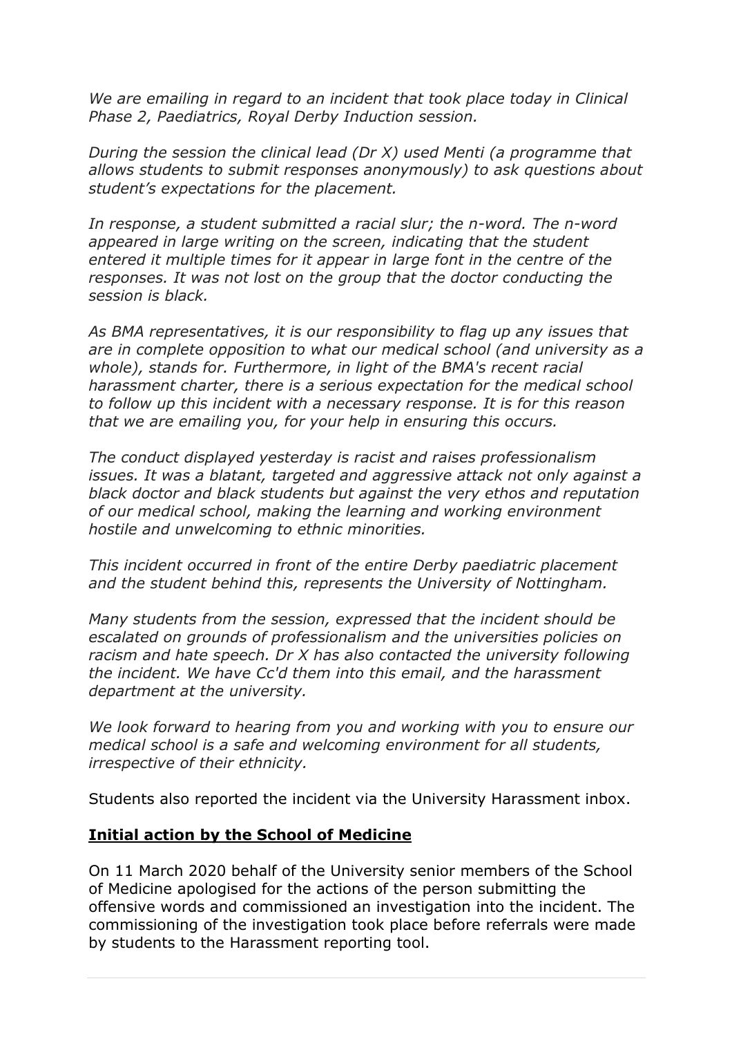*We are emailing in regard to an incident that took place today in Clinical Phase 2, Paediatrics, Royal Derby Induction session.*

*During the session the clinical lead (Dr X) used Menti (a programme that allows students to submit responses anonymously) to ask questions about student's expectations for the placement.*

*In response, a student submitted a racial slur; the n-word. The n-word appeared in large writing on the screen, indicating that the student entered it multiple times for it appear in large font in the centre of the responses. It was not lost on the group that the doctor conducting the session is black.*

*As BMA representatives, it is our responsibility to flag up any issues that are in complete opposition to what our medical school (and university as a whole), stands for. Furthermore, in light of the BMA's recent racial harassment charter, there is a serious expectation for the medical school to follow up this incident with a necessary response. It is for this reason that we are emailing you, for your help in ensuring this occurs.*

*The conduct displayed yesterday is racist and raises professionalism issues. It was a blatant, targeted and aggressive attack not only against a black doctor and black students but against the very ethos and reputation of our medical school, making the learning and working environment hostile and unwelcoming to ethnic minorities.*

*This incident occurred in front of the entire Derby paediatric placement and the student behind this, represents the University of Nottingham.*

*Many students from the session, expressed that the incident should be escalated on grounds of professionalism and the universities policies on racism and hate speech. Dr X has also contacted the university following the incident. We have Cc'd them into this email, and the harassment department at the university.*

*We look forward to hearing from you and working with you to ensure our medical school is a safe and welcoming environment for all students, irrespective of their ethnicity.*

Students also reported the incident via the University Harassment inbox.

## Initial action by the School of Medicine

On 11 March 2020 behalf of the University senior members of the School of Medicine apologised for the actions of the person submitting the offensive words and commissioned an investigation into the incident. The commissioning of the investigation took place before referrals were made by students to the Harassment reporting tool.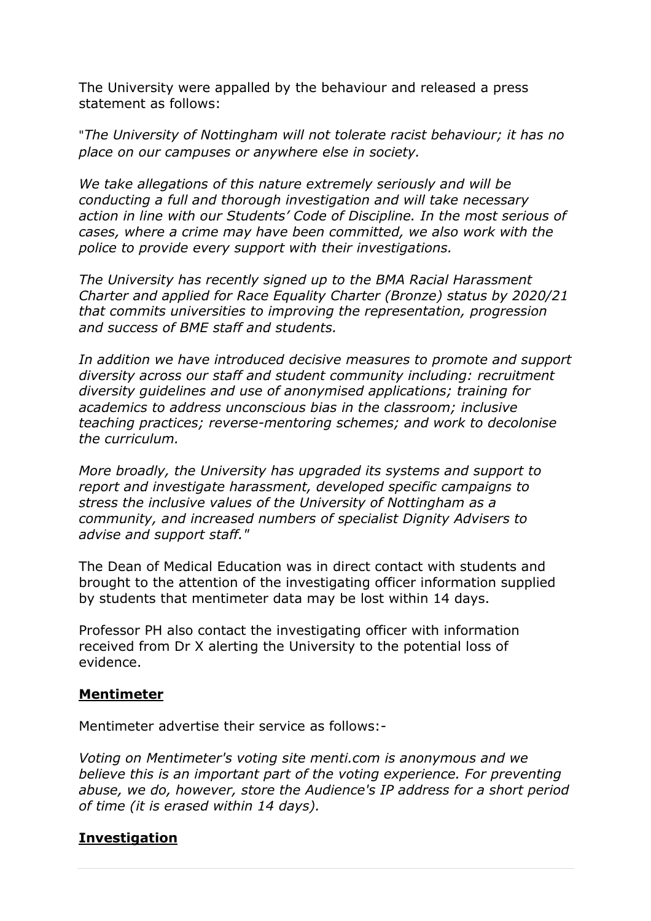The University were appalled by the behaviour and released a press statement as follows:

"*The University of Nottingham will not tolerate racist behaviour; it has no place on our campuses or anywhere else in society.*

*We take allegations of this nature extremely seriously and will be conducting a full and thorough investigation and will take necessary action in line with our Students' Code of Discipline. In the most serious of cases, where a crime may have been committed, we also work with the police to provide every support with their investigations.*

*The University has recently signed up to the BMA Racial Harassment Charter and applied for Race Equality Charter (Bronze) status by 2020/21 that commits universities to improving the representation, progression and success of BME staff and students.*

*In addition we have introduced decisive measures to promote and support diversity across our staff and student community including: recruitment diversity guidelines and use of anonymised applications; training for academics to address unconscious bias in the classroom; inclusive teaching practices; reverse-mentoring schemes; and work to decolonise the curriculum.*

*More broadly, the University has upgraded its systems and support to report and investigate harassment, developed specific campaigns to stress the inclusive values of the University of Nottingham as a community, and increased numbers of specialist Dignity Advisers to advise and support staff.*"

The Dean of Medical Education was in direct contact with students and brought to the attention of the investigating officer information supplied by students that mentimeter data may be lost within 14 days.

Professor PH also contact the investigating officer with information received from Dr X alerting the University to the potential loss of evidence.

## Mentimeter

Mentimeter advertise their service as follows:-

*Voting on Mentimeter's voting site menti.com is anonymous and we believe this is an important part of the voting experience. For preventing abuse, we do, however, store the Audience's IP address for a short period of time (it is erased within 14 days).*

## Investigation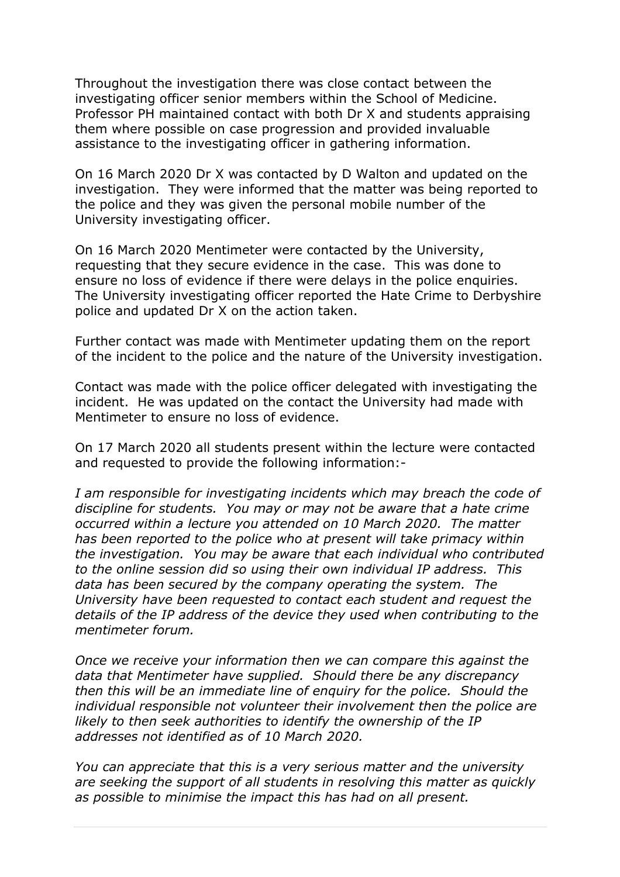Throughout the investigation there was close contact between the investigating officer senior members within the School of Medicine. Professor PH maintained contact with both Dr X and students appraising them where possible on case progression and provided invaluable assistance to the investigating officer in gathering information.

On 16 March 2020 Dr X was contacted by D Walton and updated on the investigation. They were informed that the matter was being reported to the police and they was given the personal mobile number of the University investigating officer.

On 16 March 2020 Mentimeter were contacted by the University, requesting that they secure evidence in the case. This was done to ensure no loss of evidence if there were delays in the police enquiries. The University investigating officer reported the Hate Crime to Derbyshire police and updated Dr X on the action taken.

Further contact was made with Mentimeter updating them on the report of the incident to the police and the nature of the University investigation.

Contact was made with the police officer delegated with investigating the incident. He was updated on the contact the University had made with Mentimeter to ensure no loss of evidence.

On 17 March 2020 all students present within the lecture were contacted and requested to provide the following information:-

*I am responsible for investigating incidents which may breach the code of discipline for students. You may or may not be aware that a hate crime occurred within a lecture you attended on 10 March 2020. The matter has been reported to the police who at present will take primacy within the investigation. You may be aware that each individual who contributed to the online session did so using their own individual IP address. This data has been secured by the company operating the system. The University have been requested to contact each student and request the details of the IP address of the device they used when contributing to the mentimeter forum.*

*Once we receive your information then we can compare this against the data that Mentimeter have supplied. Should there be any discrepancy then this will be an immediate line of enquiry for the police. Should the individual responsible not volunteer their involvement then the police are likely to then seek authorities to identify the ownership of the IP addresses not identified as of 10 March 2020.*

*You can appreciate that this is a very serious matter and the university are seeking the support of all students in resolving this matter as quickly as possible to minimise the impact this has had on all present.*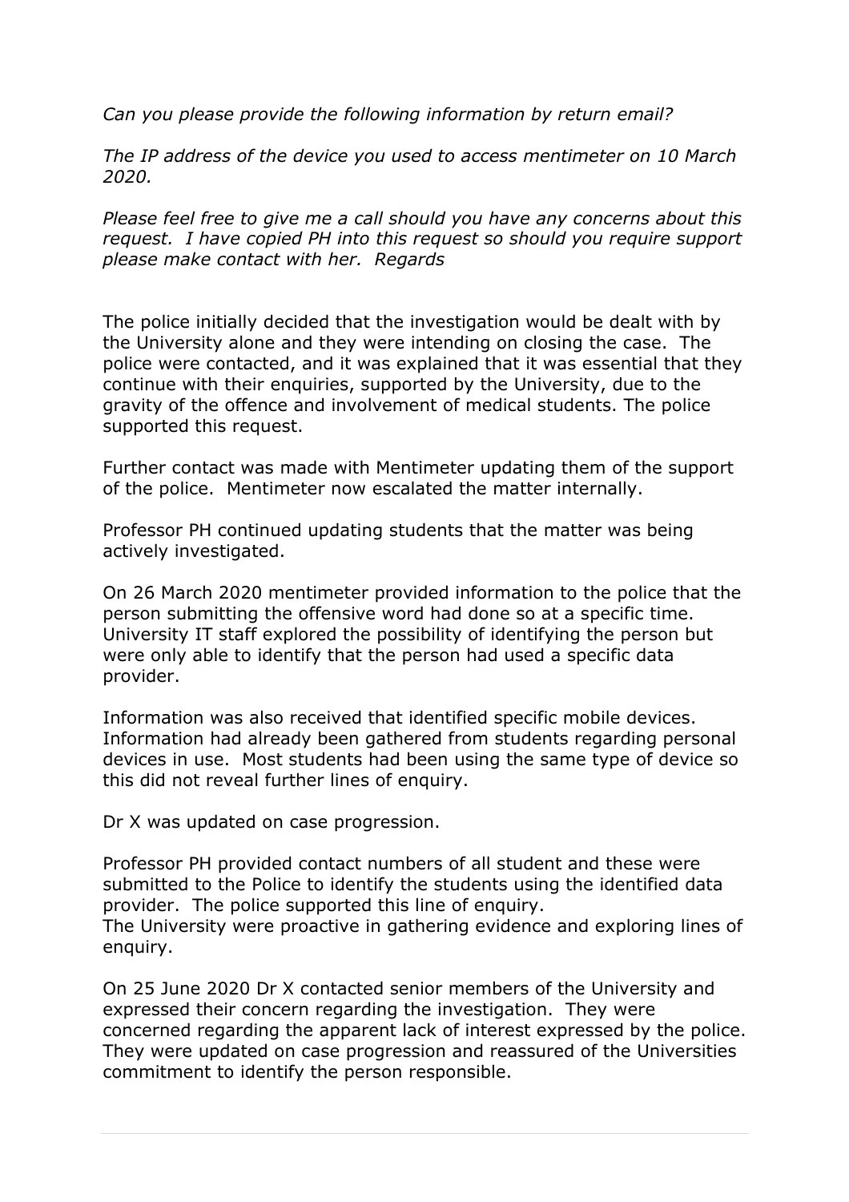*Can you please provide the following information by return email?*

*The IP address of the device you used to access mentimeter on 10 March 2020.*

*Please feel free to give me a call should you have any concerns about this request. I have copied PH into this request so should you require support please make contact with her. Regards*

The police initially decided that the investigation would be dealt with by the University alone and they were intending on closing the case. The police were contacted, and it was explained that it was essential that they continue with their enquiries, supported by the University, due to the gravity of the offence and involvement of medical students. The police supported this request.

Further contact was made with Mentimeter updating them of the support of the police. Mentimeter now escalated the matter internally.

Professor PH continued updating students that the matter was being actively investigated.

On 26 March 2020 mentimeter provided information to the police that the person submitting the offensive word had done so at a specific time. University IT staff explored the possibility of identifying the person but were only able to identify that the person had used a specific data provider.

Information was also received that identified specific mobile devices. Information had already been gathered from students regarding personal devices in use. Most students had been using the same type of device so this did not reveal further lines of enquiry.

Dr X was updated on case progression.

Professor PH provided contact numbers of all student and these were submitted to the Police to identify the students using the identified data provider. The police supported this line of enquiry.
The University were proactive in gathering evidence and exploring lines of enquiry.

On 25 June 2020 Dr X contacted senior members of the University and expressed their concern regarding the investigation. They were concerned regarding the apparent lack of interest expressed by the police. They were updated on case progression and reassured of the Universities commitment to identify the person responsible.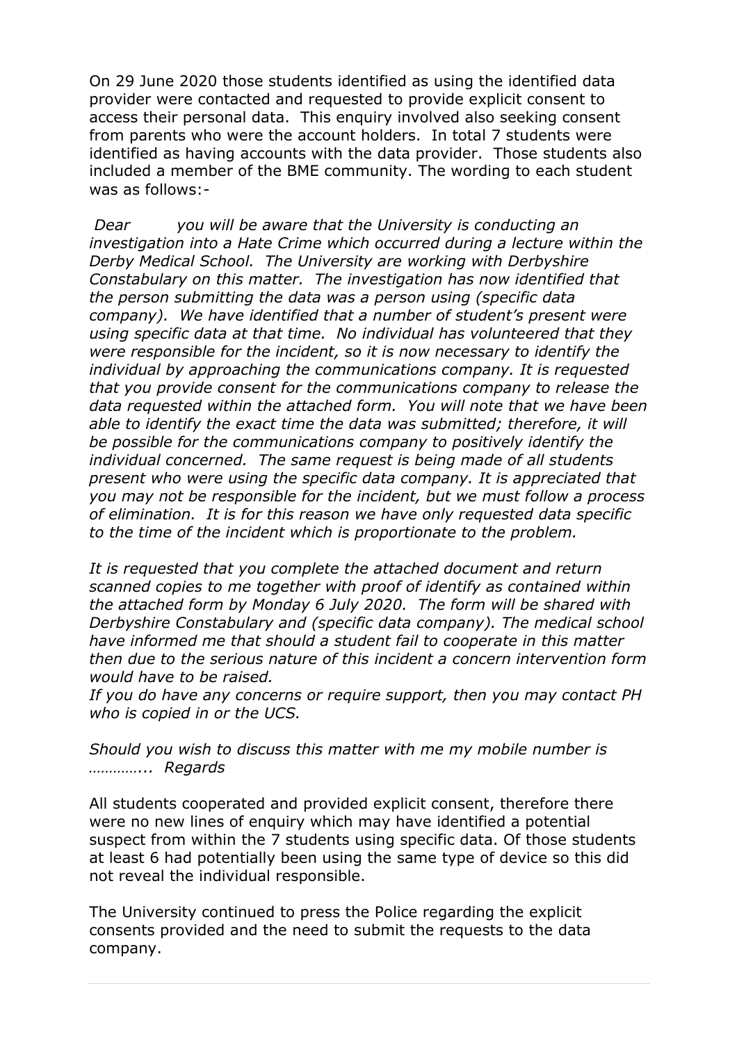On 29 June 2020 those students identified as using the identified data provider were contacted and requested to provide explicit consent to access their personal data. This enquiry involved also seeking consent from parents who were the account holders. In total 7 students were identified as having accounts with the data provider. Those students also included a member of the BME community. The wording to each student was as follows:-

*Dear you will be aware that the University is conducting an investigation into a Hate Crime which occurred during a lecture within the Derby Medical School. The University are working with Derbyshire Constabulary on this matter. The investigation has now identified that the person submitting the data was a person using (specific data company). We have identified that a number of student's present were using specific data at that time. No individual has volunteered that they were responsible for the incident, so it is now necessary to identify the individual by approaching the communications company. It is requested that you provide consent for the communications company to release the data requested within the attached form. You will note that we have been able to identify the exact time the data was submitted; therefore, it will be possible for the communications company to positively identify the individual concerned. The same request is being made of all students present who were using the specific data company. It is appreciated that you may not be responsible for the incident, but we must follow a process of elimination. It is for this reason we have only requested data specific to the time of the incident which is proportionate to the problem.*

*It is requested that you complete the attached document and return scanned copies to me together with proof of identify as contained within the attached form by Monday 6 July 2020. The form will be shared with Derbyshire Constabulary and (specific data company). The medical school have informed me that should a student fail to cooperate in this matter then due to the serious nature of this incident a concern intervention form would have to be raised.*
*If you do have any concerns or require support, then you may contact PH who is copied in or the UCS.*

*Should you wish to discuss this matter with me my mobile number is ………….. Regards*

All students cooperated and provided explicit consent, therefore there were no new lines of enquiry which may have identified a potential suspect from within the 7 students using specific data. Of those students at least 6 had potentially been using the same type of device so this did not reveal the individual responsible.

The University continued to press the Police regarding the explicit consents provided and the need to submit the requests to the data company.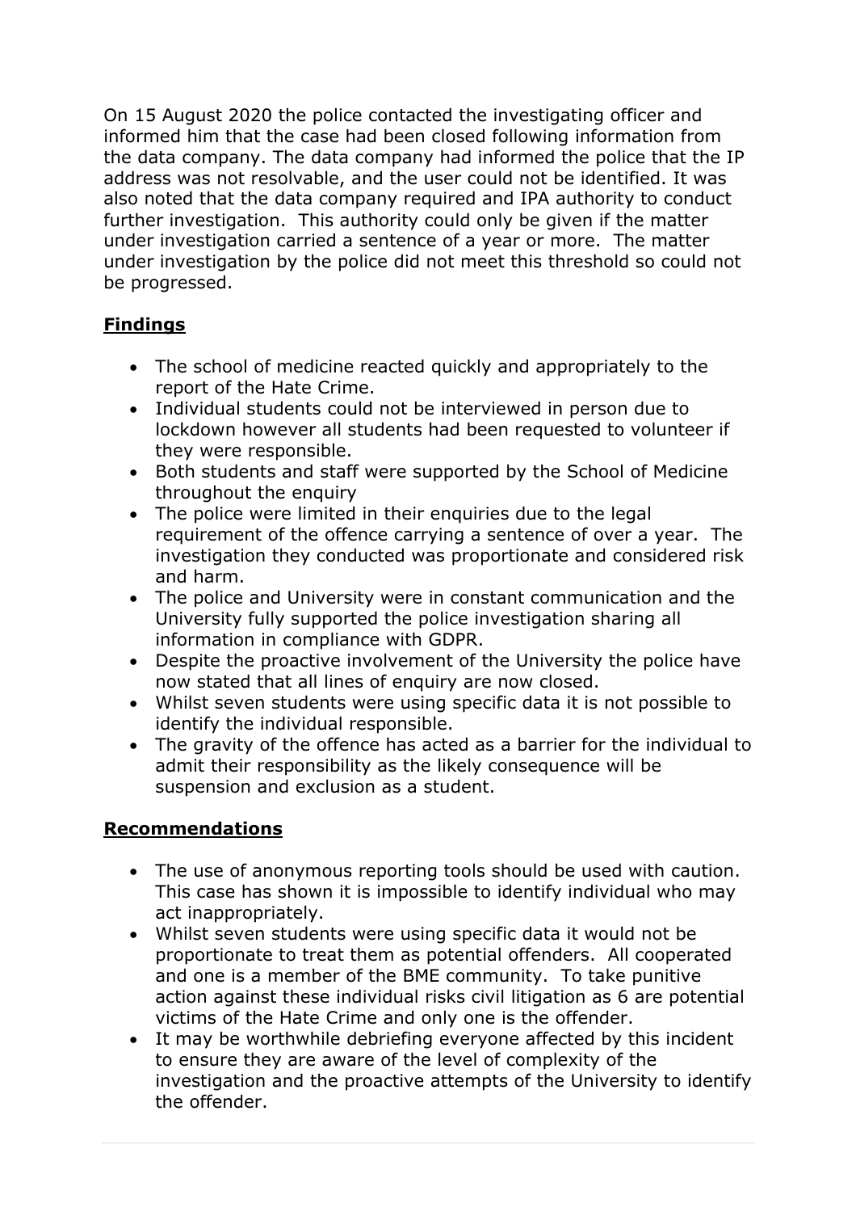On 15 August 2020 the police contacted the investigating officer and informed him that the case had been closed following information from the data company. The data company had informed the police that the IP address was not resolvable, and the user could not be identified. It was also noted that the data company required and IPA authority to conduct further investigation. This authority could only be given if the matter under investigation carried a sentence of a year or more. The matter under investigation by the police did not meet this threshold so could not be progressed.

## **Findings**

- The school of medicine reacted quickly and appropriately to the report of the Hate Crime.
- Individual students could not be interviewed in person due to lockdown however all students had been requested to volunteer if they were responsible.
- Both students and staff were supported by the School of Medicine throughout the enquiry
- The police were limited in their enquiries due to the legal requirement of the offence carrying a sentence of over a year. The investigation they conducted was proportionate and considered risk and harm.
- The police and University were in constant communication and the University fully supported the police investigation sharing all information in compliance with GDPR.
- Despite the proactive involvement of the University the police have now stated that all lines of enquiry are now closed.
- Whilst seven students were using specific data it is not possible to identify the individual responsible.
- The gravity of the offence has acted as a barrier for the individual to admit their responsibility as the likely consequence will be suspension and exclusion as a student.

## **Recommendations**

- The use of anonymous reporting tools should be used with caution. This case has shown it is impossible to identify individual who may act inappropriately.
- Whilst seven students were using specific data it would not be proportionate to treat them as potential offenders. All cooperated and one is a member of the BME community. To take punitive action against these individual risks civil litigation as 6 are potential victims of the Hate Crime and only one is the offender.
- It may be worthwhile debriefing everyone affected by this incident to ensure they are aware of the level of complexity of the investigation and the proactive attempts of the University to identify the offender.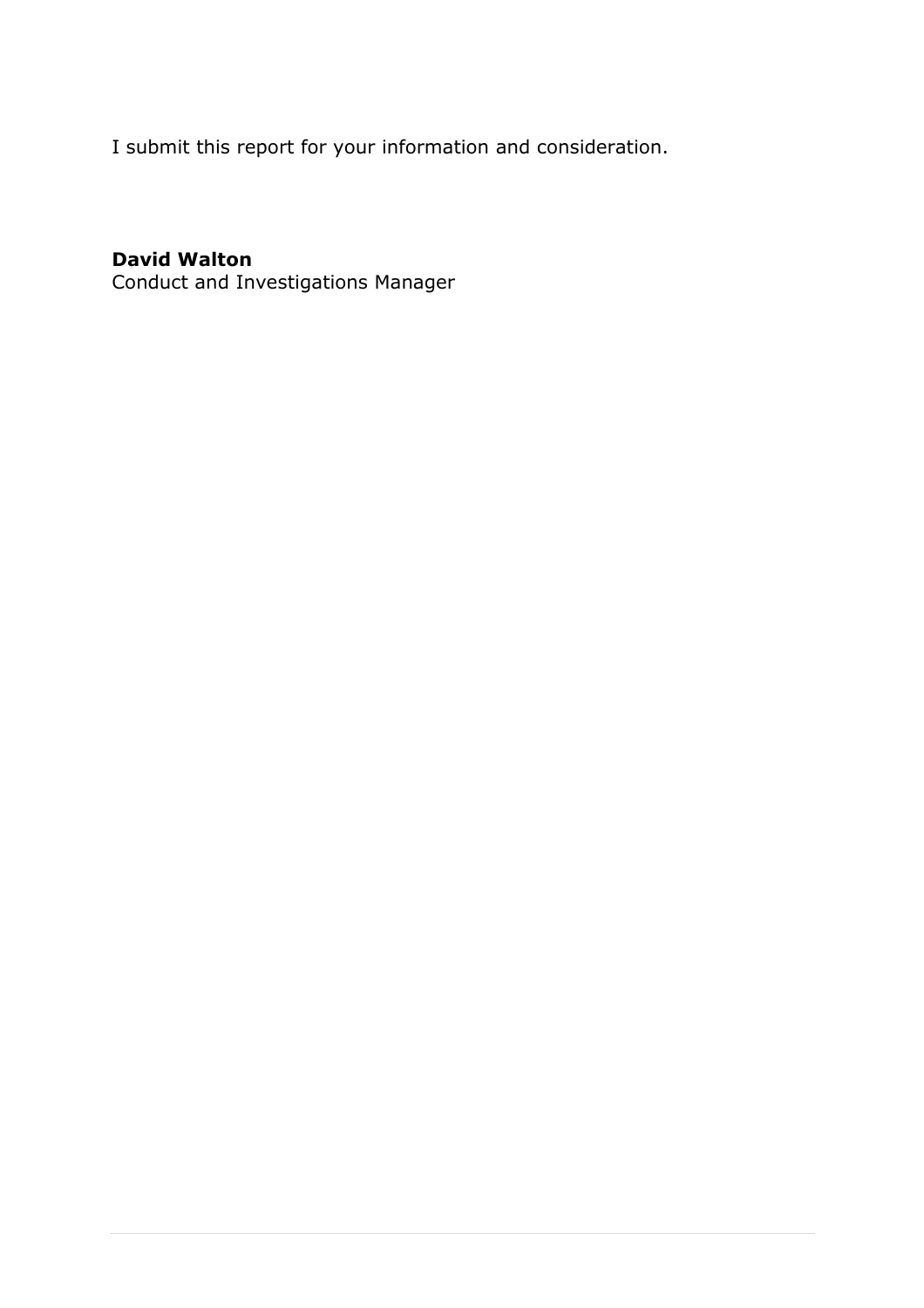I submit this report for your information and consideration.

**David Walton**
Conduct and Investigations Manager